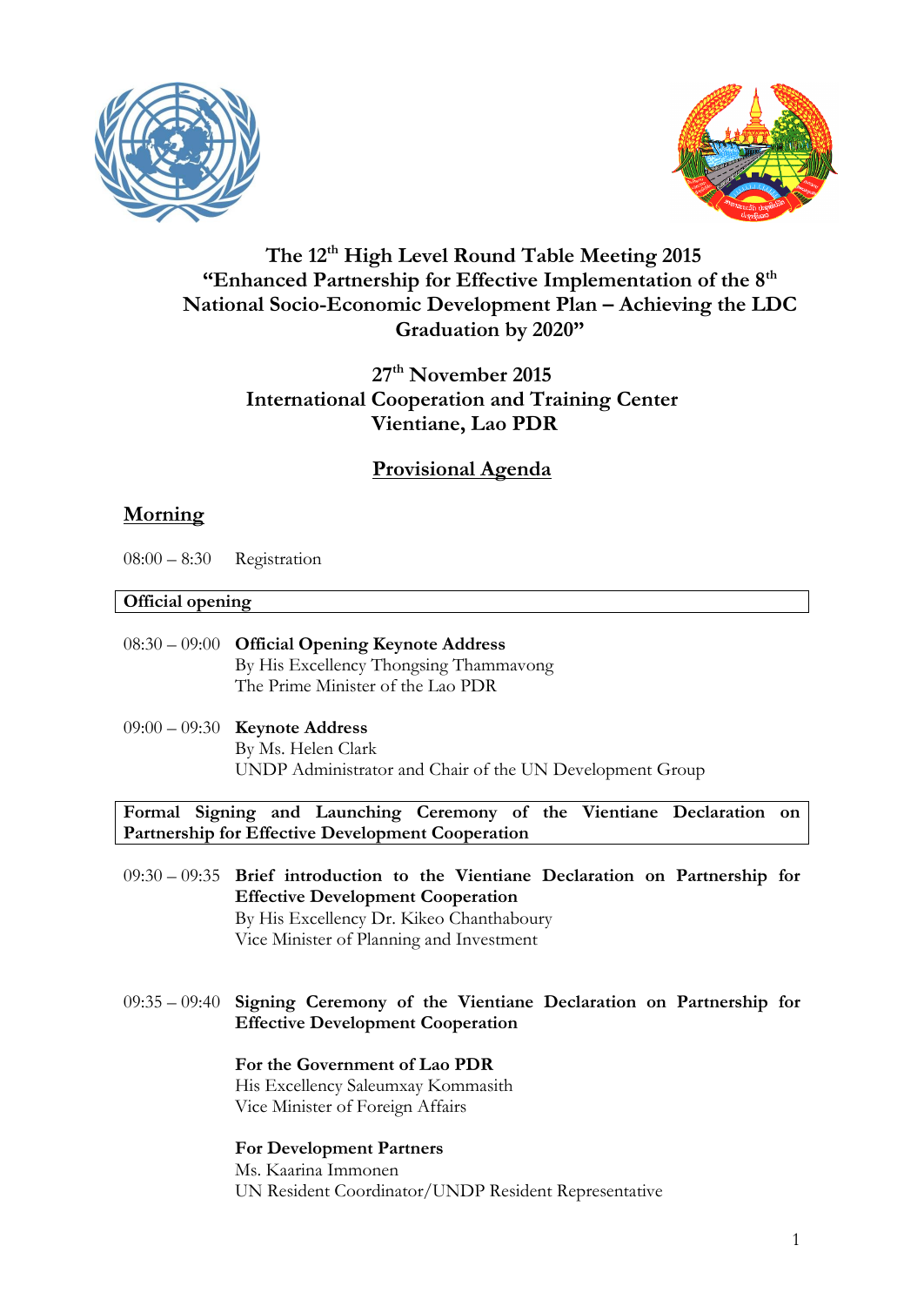# The 12th High Level Round Table Meeting 2015
# "Enhanced Partnership for Effective Implementation of the 8th National Socio-Economic Development Plan – Achieving the LDC Graduation by 2020"

## 27th November 2015
## International Cooperation and Training Center
## Vientiane, Lao PDR

## Provisional Agenda

## Morning

08:00 – 8:30 Registration

**Official opening**

08:30 – 09:00 **Official Opening Keynote Address**
By His Excellency Thongsing Thammavong
The Prime Minister of the Lao PDR

09:00 – 09:30 **Keynote Address**
By Ms. Helen Clark
UNDP Administrator and Chair of the UN Development Group

**Formal Signing and Launching Ceremony of the Vientiane Declaration on Partnership for Effective Development Cooperation**

09:30 – 09:35 **Brief introduction to the Vientiane Declaration on Partnership for Effective Development Cooperation**
By His Excellency Dr. Kikeo Chanthaboury
Vice Minister of Planning and Investment

09:35 – 09:40 **Signing Ceremony of the Vientiane Declaration on Partnership for Effective Development Cooperation**

**For the Government of Lao PDR**
His Excellency Saleumxay Kommasith
Vice Minister of Foreign Affairs

**For Development Partners**
Ms. Kaarina Immonen
UN Resident Coordinator/UNDP Resident Representative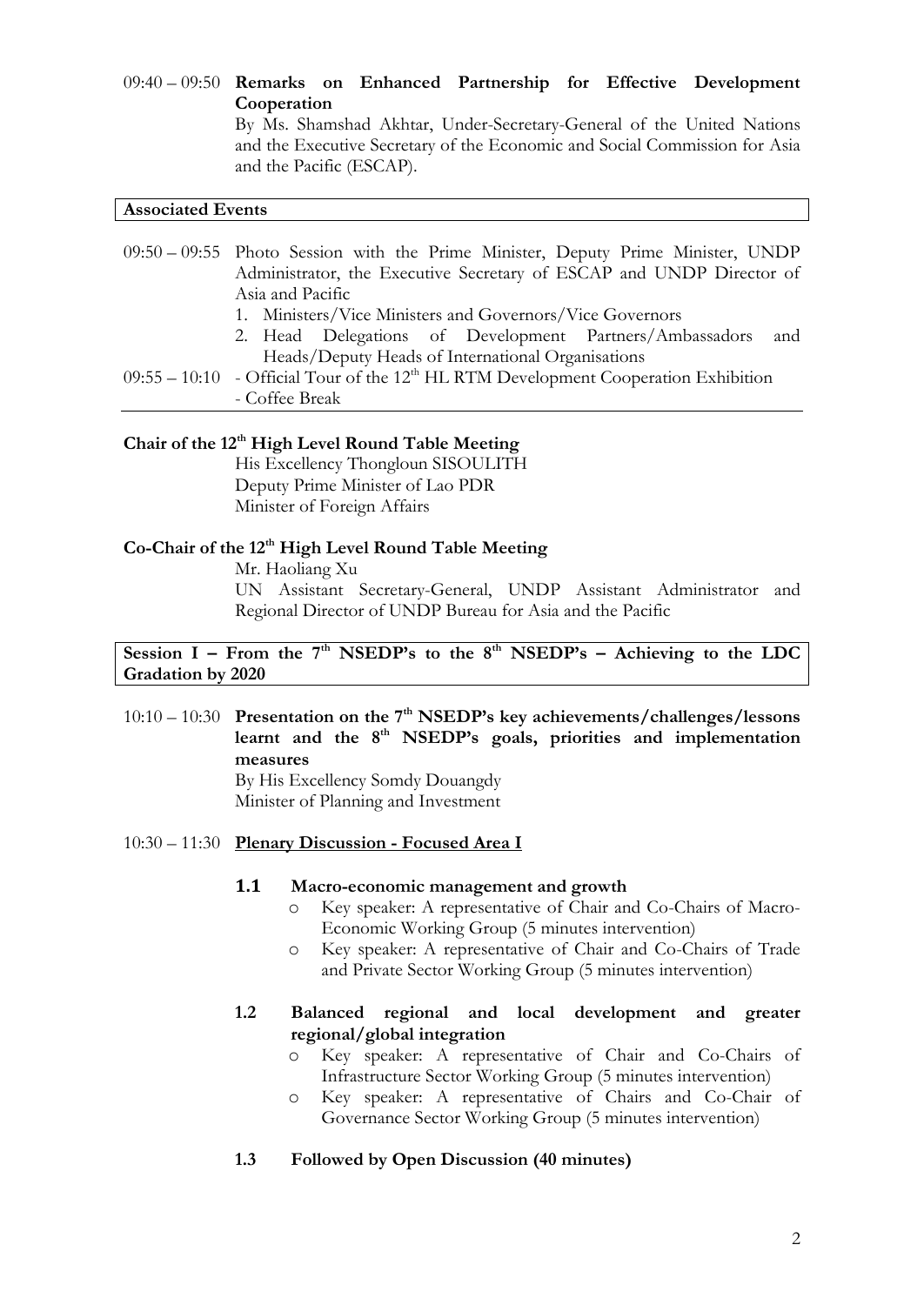09:40 – 09:50 **Remarks on Enhanced Partnership for Effective Development Cooperation**
By Ms. Shamshad Akhtar, Under-Secretary-General of the United Nations and the Executive Secretary of the Economic and Social Commission for Asia and the Pacific (ESCAP).

**Associated Events**

09:50 – 09:55 Photo Session with the Prime Minister, Deputy Prime Minister, UNDP Administrator, the Executive Secretary of ESCAP and UNDP Director of Asia and Pacific

1. Ministers/Vice Ministers and Governors/Vice Governors
2. Head Delegations of Development Partners/Ambassadors and Heads/Deputy Heads of International Organisations

09:55 – 10:10 - Official Tour of the 12th HL RTM Development Cooperation Exhibition
- Coffee Break

**Chair of the 12th High Level Round Table Meeting**

His Excellency Thongloun SISOULITH
Deputy Prime Minister of Lao PDR
Minister of Foreign Affairs

**Co-Chair of the 12th High Level Round Table Meeting**

Mr. Haoliang Xu
UN Assistant Secretary-General, UNDP Assistant Administrator and Regional Director of UNDP Bureau for Asia and the Pacific

**Session I – From the 7th NSEDP's to the 8th NSEDP's – Achieving to the LDC Gradation by 2020**

10:10 – 10:30 **Presentation on the 7th NSEDP's key achievements/challenges/lessons learnt and the 8th NSEDP's goals, priorities and implementation measures**
By His Excellency Somdy Douangdy
Minister of Planning and Investment

10:30 – 11:30 **Plenary Discussion - Focused Area I**

**1.1 Macro-economic management and growth**

- Key speaker: A representative of Chair and Co-Chairs of Macro-Economic Working Group (5 minutes intervention)
- Key speaker: A representative of Chair and Co-Chairs of Trade and Private Sector Working Group (5 minutes intervention)

**1.2 Balanced regional and local development and greater regional/global integration**

- Key speaker: A representative of Chair and Co-Chairs of Infrastructure Sector Working Group (5 minutes intervention)
- Key speaker: A representative of Chairs and Co-Chair of Governance Sector Working Group (5 minutes intervention)

**1.3 Followed by Open Discussion (40 minutes)**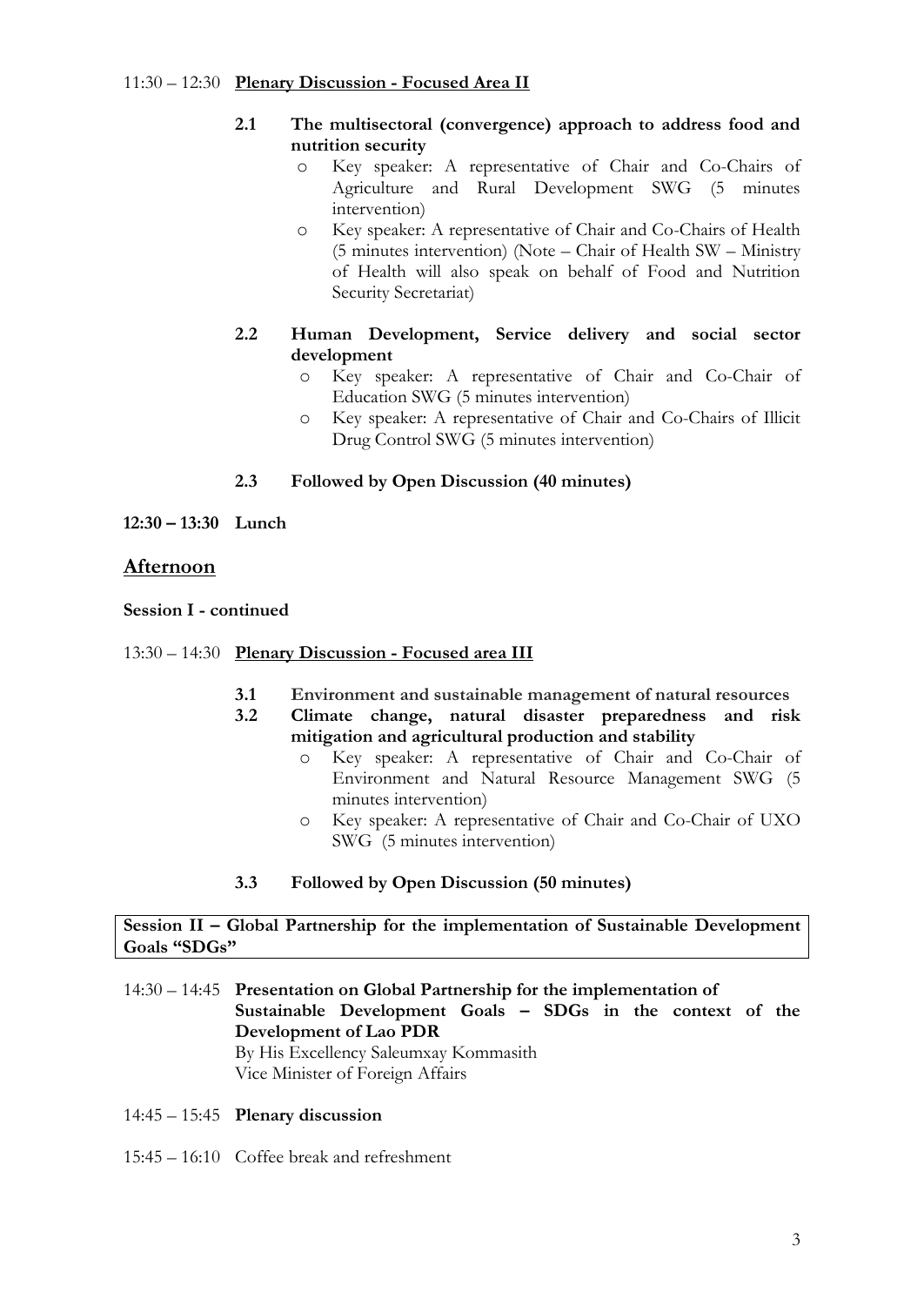11:30 – 12:30 **Plenary Discussion - Focused Area II**

**2.1 The multisectoral (convergence) approach to address food and nutrition security**

- Key speaker: A representative of Chair and Co-Chairs of Agriculture and Rural Development SWG (5 minutes intervention)
- Key speaker: A representative of Chair and Co-Chairs of Health (5 minutes intervention) (Note – Chair of Health SW – Ministry of Health will also speak on behalf of Food and Nutrition Security Secretariat)

**2.2 Human Development, Service delivery and social sector development**

- Key speaker: A representative of Chair and Co-Chair of Education SWG (5 minutes intervention)
- Key speaker: A representative of Chair and Co-Chairs of Illicit Drug Control SWG (5 minutes intervention)

**2.3 Followed by Open Discussion (40 minutes)**

**12:30 – 13:30 Lunch**

## Afternoon

**Session I - continued**

13:30 – 14:30 **Plenary Discussion - Focused area III**

**3.1 Environment and sustainable management of natural resources**

**3.2 Climate change, natural disaster preparedness and risk mitigation and agricultural production and stability**

- Key speaker: A representative of Chair and Co-Chair of Environment and Natural Resource Management SWG (5 minutes intervention)
- Key speaker: A representative of Chair and Co-Chair of UXO SWG (5 minutes intervention)

**3.3 Followed by Open Discussion (50 minutes)**

**Session II – Global Partnership for the implementation of Sustainable Development Goals "SDGs"**

14:30 – 14:45 **Presentation on Global Partnership for the implementation of Sustainable Development Goals – SDGs in the context of the Development of Lao PDR**
By His Excellency Saleumxay Kommasith
Vice Minister of Foreign Affairs

14:45 – 15:45 **Plenary discussion**

15:45 – 16:10 Coffee break and refreshment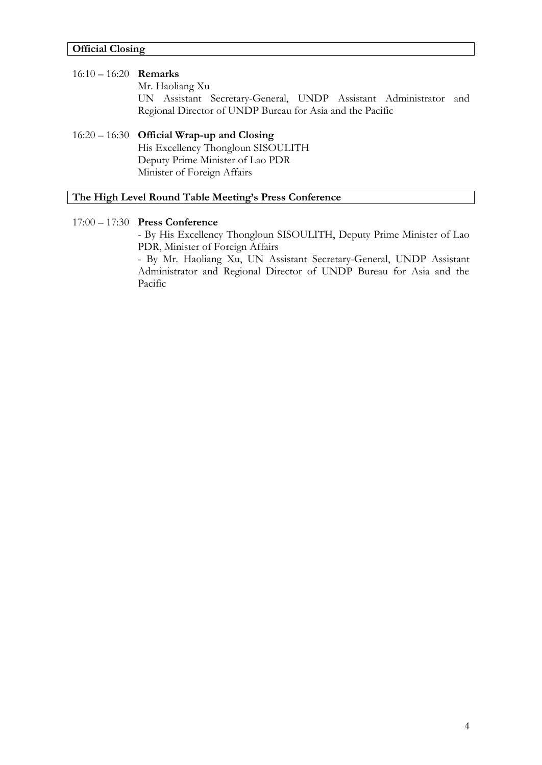**Official Closing**

16:10 – 16:20 **Remarks**
Mr. Haoliang Xu
UN Assistant Secretary-General, UNDP Assistant Administrator and Regional Director of UNDP Bureau for Asia and the Pacific

16:20 – 16:30 **Official Wrap-up and Closing**
His Excellency Thongloun SISOULITH
Deputy Prime Minister of Lao PDR
Minister of Foreign Affairs

**The High Level Round Table Meeting's Press Conference**

17:00 – 17:30 **Press Conference**
- By His Excellency Thongloun SISOULITH, Deputy Prime Minister of Lao PDR, Minister of Foreign Affairs
- By Mr. Haoliang Xu, UN Assistant Secretary-General, UNDP Assistant Administrator and Regional Director of UNDP Bureau for Asia and the Pacific